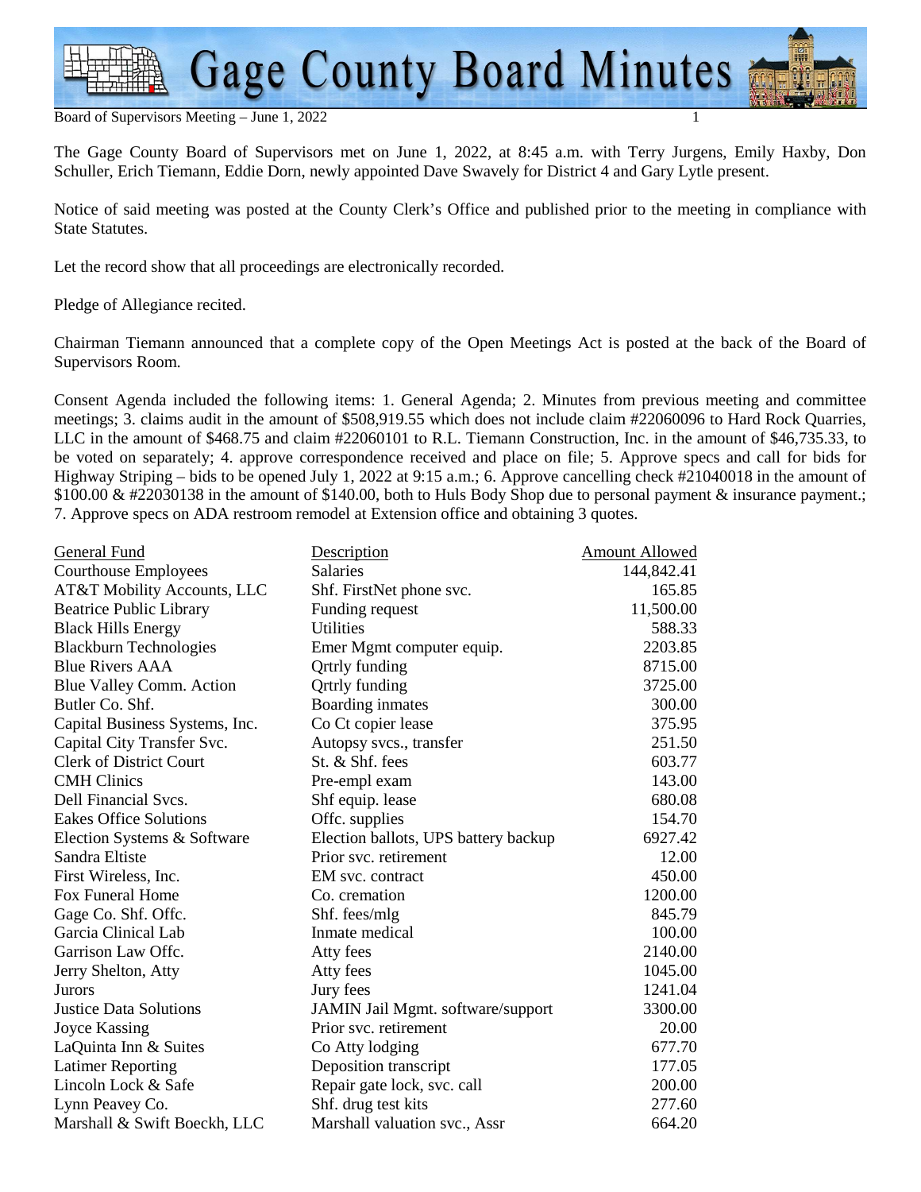The Gage County Board of Supervisors met on June 1, 2022, at 8:45 a.m. with Terry Jurgens, Emily Haxby, Don Schuller, Erich Tiemann, Eddie Dorn, newly appointed Dave Swavely for District 4 and Gary Lytle present.

Notice of said meeting was posted at the County Clerk's Office and published prior to the meeting in compliance with State Statutes.

Let the record show that all proceedings are electronically recorded.

Pledge of Allegiance recited.

Chairman Tiemann announced that a complete copy of the Open Meetings Act is posted at the back of the Board of Supervisors Room.

Consent Agenda included the following items: 1. General Agenda; 2. Minutes from previous meeting and committee meetings; 3. claims audit in the amount of $508,919.55 which does not include claim #22060096 to Hard Rock Quarries, LLC in the amount of $468.75 and claim #22060101 to R.L. Tiemann Construction, Inc. in the amount of $46,735.33, to be voted on separately; 4. approve correspondence received and place on file; 5. Approve specs and call for bids for Highway Striping – bids to be opened July 1, 2022 at 9:15 a.m.; 6. Approve cancelling check #21040018 in the amount of $100.00 & #22030138 in the amount of $140.00, both to Huls Body Shop due to personal payment & insurance payment.; 7. Approve specs on ADA restroom remodel at Extension office and obtaining 3 quotes.

| General Fund | Description | Amount Allowed |
|---|---|---|
| Courthouse Employees | Salaries | 144,842.41 |
| AT&T Mobility Accounts, LLC | Shf. FirstNet phone svc. | 165.85 |
| Beatrice Public Library | Funding request | 11,500.00 |
| Black Hills Energy | Utilities | 588.33 |
| Blackburn Technologies | Emer Mgmt computer equip. | 2203.85 |
| Blue Rivers AAA | Qrtrly funding | 8715.00 |
| Blue Valley Comm. Action | Qrtrly funding | 3725.00 |
| Butler Co. Shf. | Boarding inmates | 300.00 |
| Capital Business Systems, Inc. | Co Ct copier lease | 375.95 |
| Capital City Transfer Svc. | Autopsy svcs., transfer | 251.50 |
| Clerk of District Court | St. & Shf. fees | 603.77 |
| CMH Clinics | Pre-empl exam | 143.00 |
| Dell Financial Svcs. | Shf equip. lease | 680.08 |
| Eakes Office Solutions | Offc. supplies | 154.70 |
| Election Systems & Software | Election ballots, UPS battery backup | 6927.42 |
| Sandra Eltiste | Prior svc. retirement | 12.00 |
| First Wireless, Inc. | EM svc. contract | 450.00 |
| Fox Funeral Home | Co. cremation | 1200.00 |
| Gage Co. Shf. Offc. | Shf. fees/mlg | 845.79 |
| Garcia Clinical Lab | Inmate medical | 100.00 |
| Garrison Law Offc. | Atty fees | 2140.00 |
| Jerry Shelton, Atty | Atty fees | 1045.00 |
| Jurors | Jury fees | 1241.04 |
| Justice Data Solutions | JAMIN Jail Mgmt. software/support | 3300.00 |
| Joyce Kassing | Prior svc. retirement | 20.00 |
| LaQuinta Inn & Suites | Co Atty lodging | 677.70 |
| Latimer Reporting | Deposition transcript | 177.05 |
| Lincoln Lock & Safe | Repair gate lock, svc. call | 200.00 |
| Lynn Peavey Co. | Shf. drug test kits | 277.60 |
| Marshall & Swift Boeckh, LLC | Marshall valuation svc., Assr | 664.20 |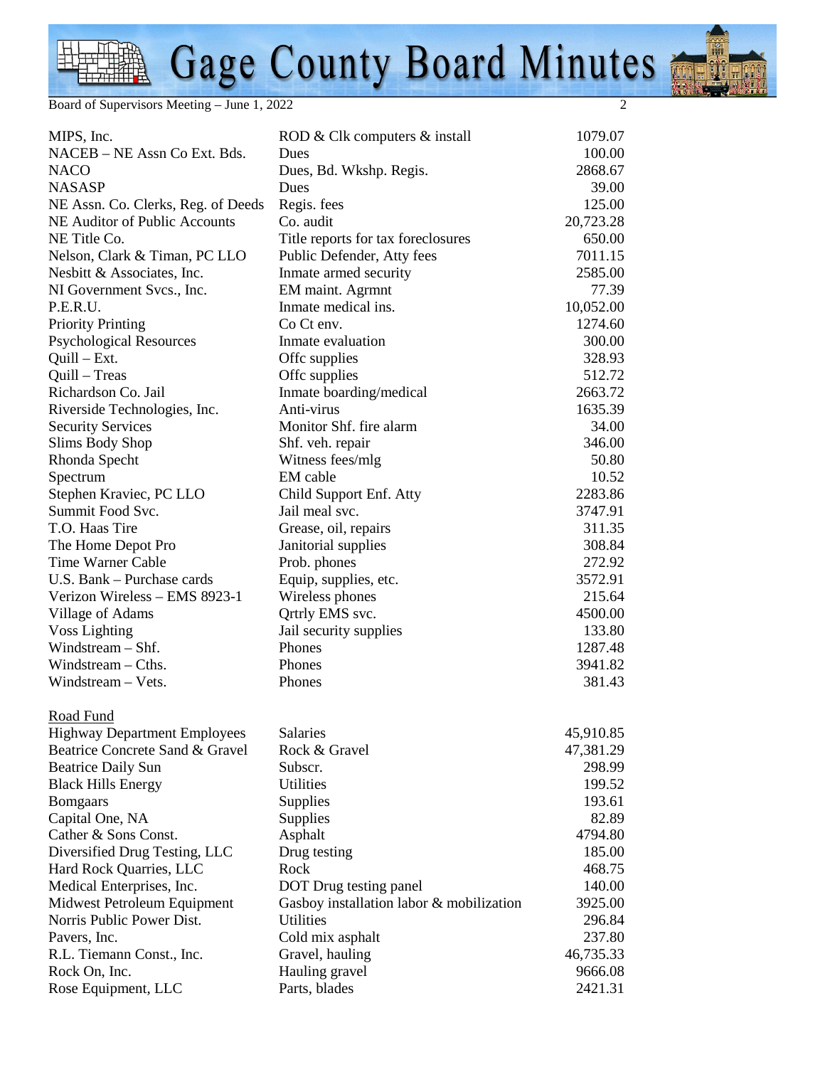| | | |
|---|---|---|
| MIPS, Inc. | ROD & Clk computers & install | 1079.07 |
| NACEB – NE Assn Co Ext. Bds. | Dues | 100.00 |
| NACO | Dues, Bd. Wkshp. Regis. | 2868.67 |
| NASASP | Dues | 39.00 |
| NE Assn. Co. Clerks, Reg. of Deeds | Regis. fees | 125.00 |
| NE Auditor of Public Accounts | Co. audit | 20,723.28 |
| NE Title Co. | Title reports for tax foreclosures | 650.00 |
| Nelson, Clark & Timan, PC LLO | Public Defender, Atty fees | 7011.15 |
| Nesbitt & Associates, Inc. | Inmate armed security | 2585.00 |
| NI Government Svcs., Inc. | EM maint. Agrmnt | 77.39 |
| P.E.R.U. | Inmate medical ins. | 10,052.00 |
| Priority Printing | Co Ct env. | 1274.60 |
| Psychological Resources | Inmate evaluation | 300.00 |
| Quill – Ext. | Offc supplies | 328.93 |
| Quill – Treas | Offc supplies | 512.72 |
| Richardson Co. Jail | Inmate boarding/medical | 2663.72 |
| Riverside Technologies, Inc. | Anti-virus | 1635.39 |
| Security Services | Monitor Shf. fire alarm | 34.00 |
| Slims Body Shop | Shf. veh. repair | 346.00 |
| Rhonda Specht | Witness fees/mlg | 50.80 |
| Spectrum | EM cable | 10.52 |
| Stephen Kraviec, PC LLO | Child Support Enf. Atty | 2283.86 |
| Summit Food Svc. | Jail meal svc. | 3747.91 |
| T.O. Haas Tire | Grease, oil, repairs | 311.35 |
| The Home Depot Pro | Janitorial supplies | 308.84 |
| Time Warner Cable | Prob. phones | 272.92 |
| U.S. Bank – Purchase cards | Equip, supplies, etc. | 3572.91 |
| Verizon Wireless – EMS 8923-1 | Wireless phones | 215.64 |
| Village of Adams | Qrtrly EMS svc. | 4500.00 |
| Voss Lighting | Jail security supplies | 133.80 |
| Windstream – Shf. | Phones | 1287.48 |
| Windstream – Cths. | Phones | 3941.82 |
| Windstream – Vets. | Phones | 381.43 |

Road Fund

| | | |
|---|---|---|
| Highway Department Employees | Salaries | 45,910.85 |
| Beatrice Concrete Sand & Gravel | Rock & Gravel | 47,381.29 |
| Beatrice Daily Sun | Subscr. | 298.99 |
| Black Hills Energy | Utilities | 199.52 |
| Bomgaars | Supplies | 193.61 |
| Capital One, NA | Supplies | 82.89 |
| Cather & Sons Const. | Asphalt | 4794.80 |
| Diversified Drug Testing, LLC | Drug testing | 185.00 |
| Hard Rock Quarries, LLC | Rock | 468.75 |
| Medical Enterprises, Inc. | DOT Drug testing panel | 140.00 |
| Midwest Petroleum Equipment | Gasboy installation labor & mobilization | 3925.00 |
| Norris Public Power Dist. | Utilities | 296.84 |
| Pavers, Inc. | Cold mix asphalt | 237.80 |
| R.L. Tiemann Const., Inc. | Gravel, hauling | 46,735.33 |
| Rock On, Inc. | Hauling gravel | 9666.08 |
| Rose Equipment, LLC | Parts, blades | 2421.31 |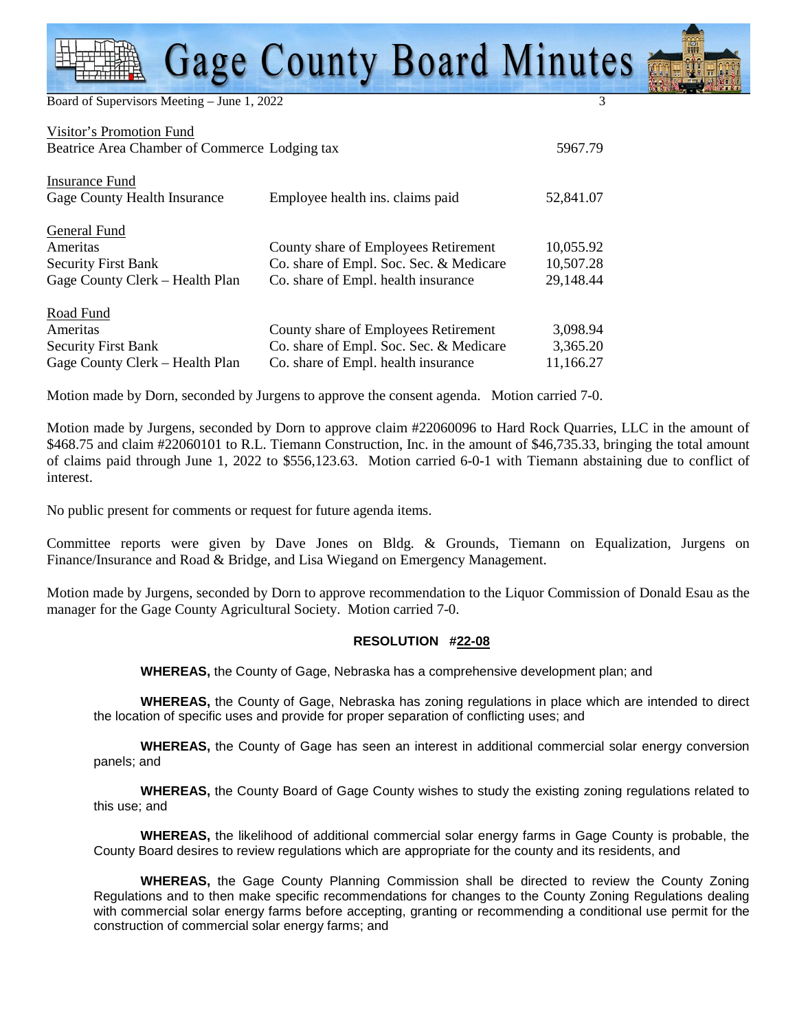Visitor's Promotion Fund

| | | |
|---|---|---|
| Beatrice Area Chamber of Commerce Lodging tax | | 5967.79 |

Insurance Fund

| | | |
|---|---|---|
| Gage County Health Insurance | Employee health ins. claims paid | 52,841.07 |

General Fund

| | | |
|---|---|---|
| Ameritas | County share of Employees Retirement | 10,055.92 |
| Security First Bank | Co. share of Empl. Soc. Sec. & Medicare | 10,507.28 |
| Gage County Clerk – Health Plan | Co. share of Empl. health insurance | 29,148.44 |

Road Fund

| | | |
|---|---|---|
| Ameritas | County share of Employees Retirement | 3,098.94 |
| Security First Bank | Co. share of Empl. Soc. Sec. & Medicare | 3,365.20 |
| Gage County Clerk – Health Plan | Co. share of Empl. health insurance | 11,166.27 |

Motion made by Dorn, seconded by Jurgens to approve the consent agenda. Motion carried 7-0.

Motion made by Jurgens, seconded by Dorn to approve claim #22060096 to Hard Rock Quarries, LLC in the amount of $468.75 and claim #22060101 to R.L. Tiemann Construction, Inc. in the amount of $46,735.33, bringing the total amount of claims paid through June 1, 2022 to $556,123.63. Motion carried 6-0-1 with Tiemann abstaining due to conflict of interest.

No public present for comments or request for future agenda items.

Committee reports were given by Dave Jones on Bldg. & Grounds, Tiemann on Equalization, Jurgens on Finance/Insurance and Road & Bridge, and Lisa Wiegand on Emergency Management.

Motion made by Jurgens, seconded by Dorn to approve recommendation to the Liquor Commission of Donald Esau as the manager for the Gage County Agricultural Society. Motion carried 7-0.

**RESOLUTION #22-08**

**WHEREAS,** the County of Gage, Nebraska has a comprehensive development plan; and

**WHEREAS,** the County of Gage, Nebraska has zoning regulations in place which are intended to direct the location of specific uses and provide for proper separation of conflicting uses; and

**WHEREAS,** the County of Gage has seen an interest in additional commercial solar energy conversion panels; and

**WHEREAS,** the County Board of Gage County wishes to study the existing zoning regulations related to this use; and

**WHEREAS,** the likelihood of additional commercial solar energy farms in Gage County is probable, the County Board desires to review regulations which are appropriate for the county and its residents, and

**WHEREAS,** the Gage County Planning Commission shall be directed to review the County Zoning Regulations and to then make specific recommendations for changes to the County Zoning Regulations dealing with commercial solar energy farms before accepting, granting or recommending a conditional use permit for the construction of commercial solar energy farms; and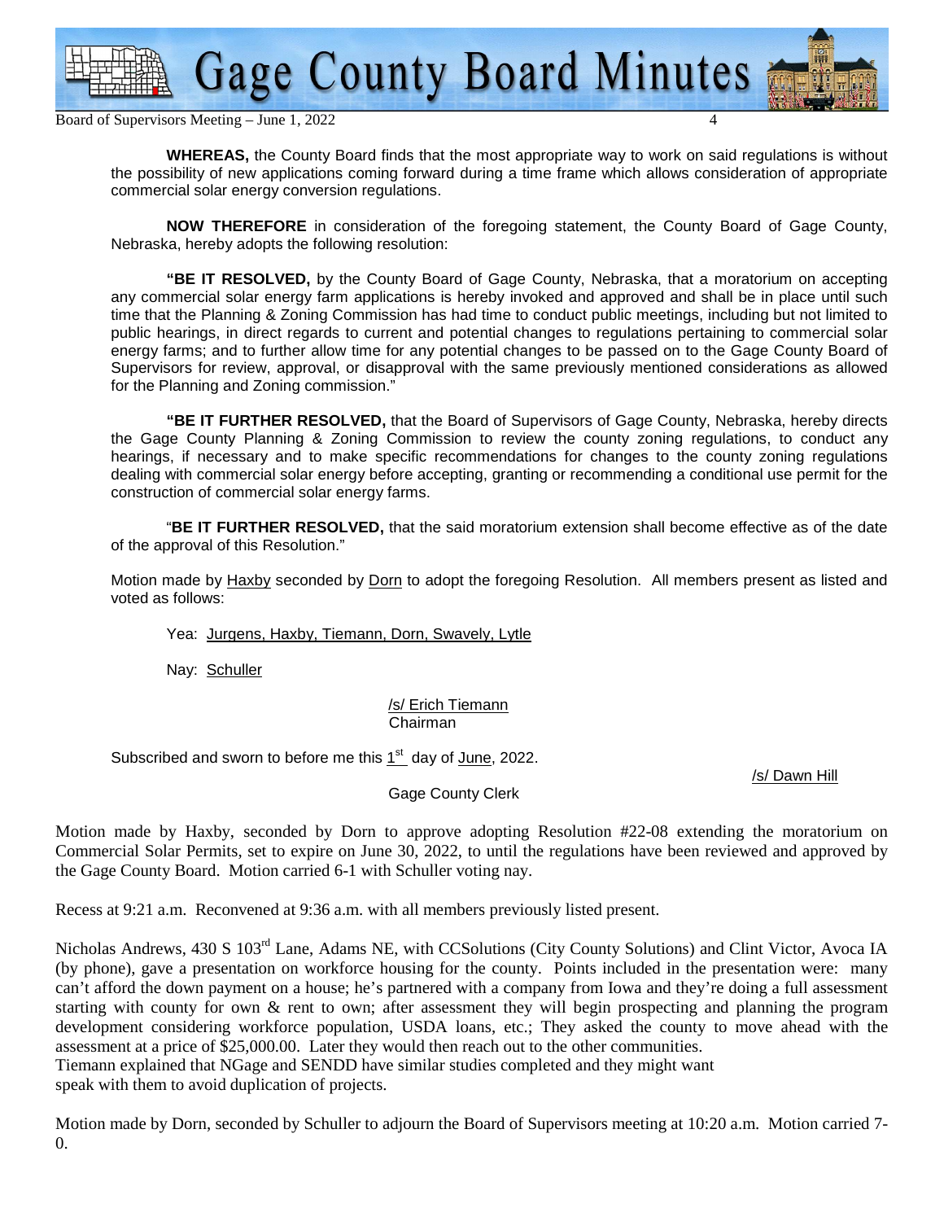**WHEREAS,** the County Board finds that the most appropriate way to work on said regulations is without the possibility of new applications coming forward during a time frame which allows consideration of appropriate commercial solar energy conversion regulations.

**NOW THEREFORE** in consideration of the foregoing statement, the County Board of Gage County, Nebraska, hereby adopts the following resolution:

**"BE IT RESOLVED,** by the County Board of Gage County, Nebraska, that a moratorium on accepting any commercial solar energy farm applications is hereby invoked and approved and shall be in place until such time that the Planning & Zoning Commission has had time to conduct public meetings, including but not limited to public hearings, in direct regards to current and potential changes to regulations pertaining to commercial solar energy farms; and to further allow time for any potential changes to be passed on to the Gage County Board of Supervisors for review, approval, or disapproval with the same previously mentioned considerations as allowed for the Planning and Zoning commission."

**"BE IT FURTHER RESOLVED,** that the Board of Supervisors of Gage County, Nebraska, hereby directs the Gage County Planning & Zoning Commission to review the county zoning regulations, to conduct any hearings, if necessary and to make specific recommendations for changes to the county zoning regulations dealing with commercial solar energy before accepting, granting or recommending a conditional use permit for the construction of commercial solar energy farms.

"**BE IT FURTHER RESOLVED,** that the said moratorium extension shall become effective as of the date of the approval of this Resolution."

Motion made by Haxby seconded by Dorn to adopt the foregoing Resolution. All members present as listed and voted as follows:

Yea: Jurgens, Haxby, Tiemann, Dorn, Swavely, Lytle

Nay: Schuller

/s/ Erich Tiemann
Chairman

Subscribed and sworn to before me this 1st day of June, 2022.

/s/ Dawn Hill
Gage County Clerk

Motion made by Haxby, seconded by Dorn to approve adopting Resolution #22-08 extending the moratorium on Commercial Solar Permits, set to expire on June 30, 2022, to until the regulations have been reviewed and approved by the Gage County Board. Motion carried 6-1 with Schuller voting nay.

Recess at 9:21 a.m. Reconvened at 9:36 a.m. with all members previously listed present.

Nicholas Andrews, 430 S 103rd Lane, Adams NE, with CCSolutions (City County Solutions) and Clint Victor, Avoca IA (by phone), gave a presentation on workforce housing for the county. Points included in the presentation were: many can't afford the down payment on a house; he's partnered with a company from Iowa and they're doing a full assessment starting with county for own & rent to own; after assessment they will begin prospecting and planning the program development considering workforce population, USDA loans, etc.; They asked the county to move ahead with the assessment at a price of $25,000.00. Later they would then reach out to the other communities.
Tiemann explained that NGage and SENDD have similar studies completed and they might want speak with them to avoid duplication of projects.

Motion made by Dorn, seconded by Schuller to adjourn the Board of Supervisors meeting at 10:20 a.m. Motion carried 7-0.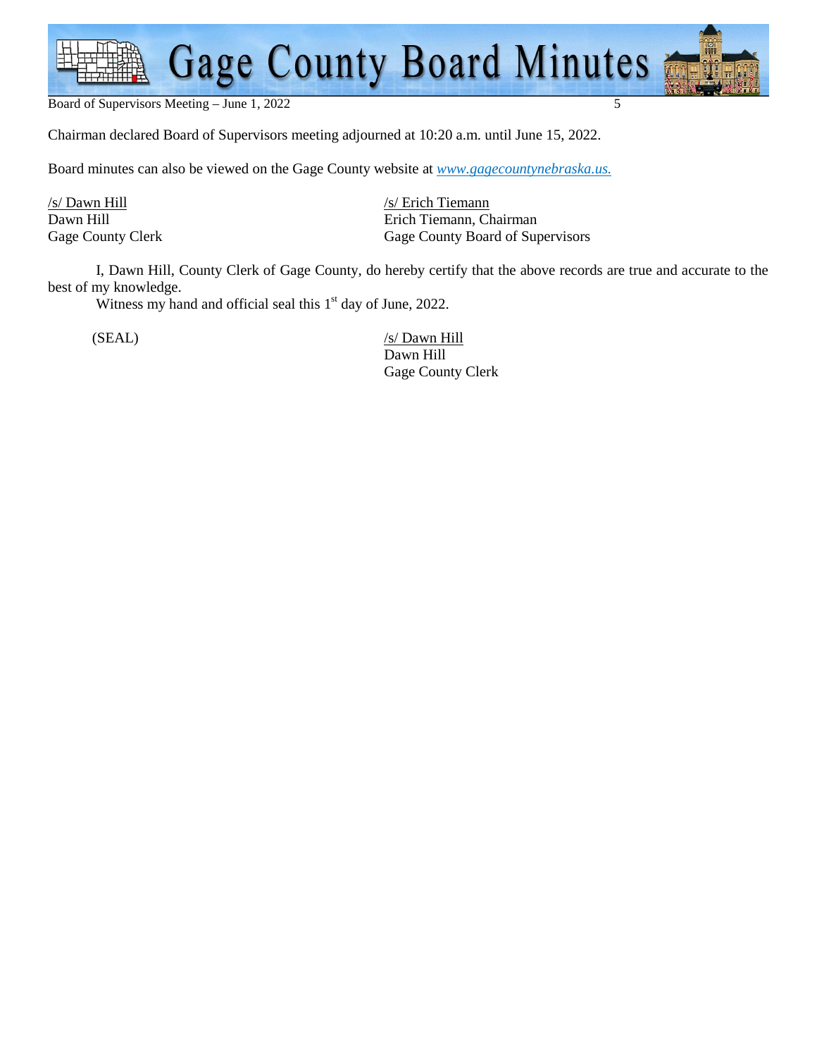Chairman declared Board of Supervisors meeting adjourned at 10:20 a.m. until June 15, 2022.

Board minutes can also be viewed on the Gage County website at *www.gagecountynebraska.us.*

/s/ Dawn Hill
Dawn Hill
Gage County Clerk

/s/ Erich Tiemann
Erich Tiemann, Chairman
Gage County Board of Supervisors

I, Dawn Hill, County Clerk of Gage County, do hereby certify that the above records are true and accurate to the best of my knowledge.

Witness my hand and official seal this 1st day of June, 2022.

(SEAL)

/s/ Dawn Hill
Dawn Hill
Gage County Clerk